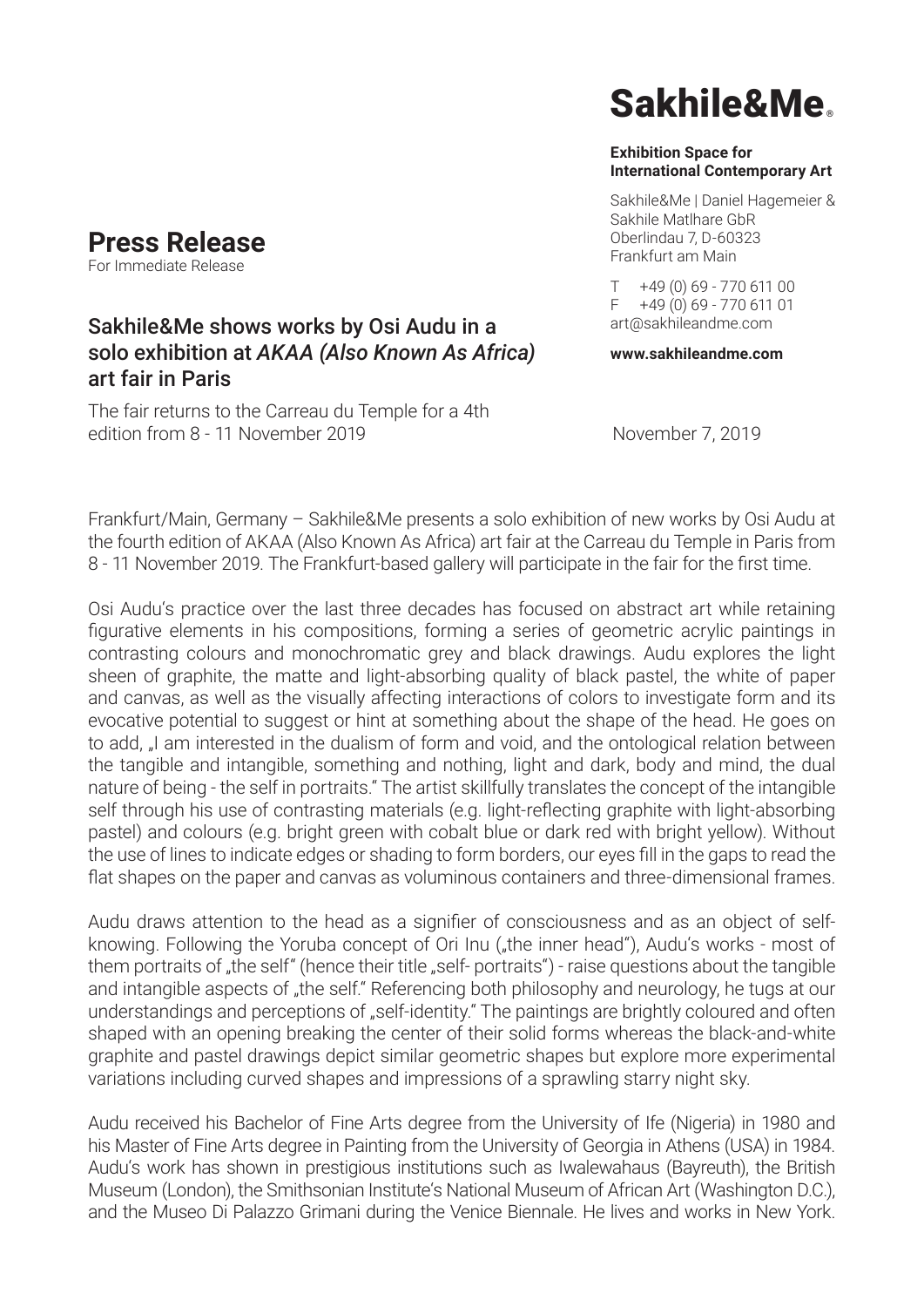# Sakhile&Me®

**Exhibition Space for International Contemporary Art**

Sakhile&Me | Daniel Hagemeier & Sakhile Matlhare GbR
Oberlindau 7, D-60323
Frankfurt am Main

T +49 (0) 69 - 770 611 00
F +49 (0) 69 - 770 611 01
art@sakhileandme.com

**www.sakhileandme.com**

## Press Release

For Immediate Release

### Sakhile&Me shows works by Osi Audu in a solo exhibition at *AKAA (Also Known As Africa)* art fair in Paris

The fair returns to the Carreau du Temple for a 4th edition from 8 - 11 November 2019

November 7, 2019

Frankfurt/Main, Germany – Sakhile&Me presents a solo exhibition of new works by Osi Audu at the fourth edition of AKAA (Also Known As Africa) art fair at the Carreau du Temple in Paris from 8 - 11 November 2019. The Frankfurt-based gallery will participate in the fair for the first time.

Osi Audu's practice over the last three decades has focused on abstract art while retaining figurative elements in his compositions, forming a series of geometric acrylic paintings in contrasting colours and monochromatic grey and black drawings. Audu explores the light sheen of graphite, the matte and light-absorbing quality of black pastel, the white of paper and canvas, as well as the visually affecting interactions of colors to investigate form and its evocative potential to suggest or hint at something about the shape of the head. He goes on to add, „I am interested in the dualism of form and void, and the ontological relation between the tangible and intangible, something and nothing, light and dark, body and mind, the dual nature of being - the self in portraits." The artist skillfully translates the concept of the intangible self through his use of contrasting materials (e.g. light-reflecting graphite with light-absorbing pastel) and colours (e.g. bright green with cobalt blue or dark red with bright yellow). Without the use of lines to indicate edges or shading to form borders, our eyes fill in the gaps to read the flat shapes on the paper and canvas as voluminous containers and three-dimensional frames.

Audu draws attention to the head as a signifier of consciousness and as an object of self-knowing. Following the Yoruba concept of Ori Inu („the inner head"), Audu's works - most of them portraits of „the self" (hence their title „self- portraits") - raise questions about the tangible and intangible aspects of „the self." Referencing both philosophy and neurology, he tugs at our understandings and perceptions of „self-identity." The paintings are brightly coloured and often shaped with an opening breaking the center of their solid forms whereas the black-and-white graphite and pastel drawings depict similar geometric shapes but explore more experimental variations including curved shapes and impressions of a sprawling starry night sky.

Audu received his Bachelor of Fine Arts degree from the University of Ife (Nigeria) in 1980 and his Master of Fine Arts degree in Painting from the University of Georgia in Athens (USA) in 1984. Audu's work has shown in prestigious institutions such as Iwalewahaus (Bayreuth), the British Museum (London), the Smithsonian Institute's National Museum of African Art (Washington D.C.), and the Museo Di Palazzo Grimani during the Venice Biennale. He lives and works in New York.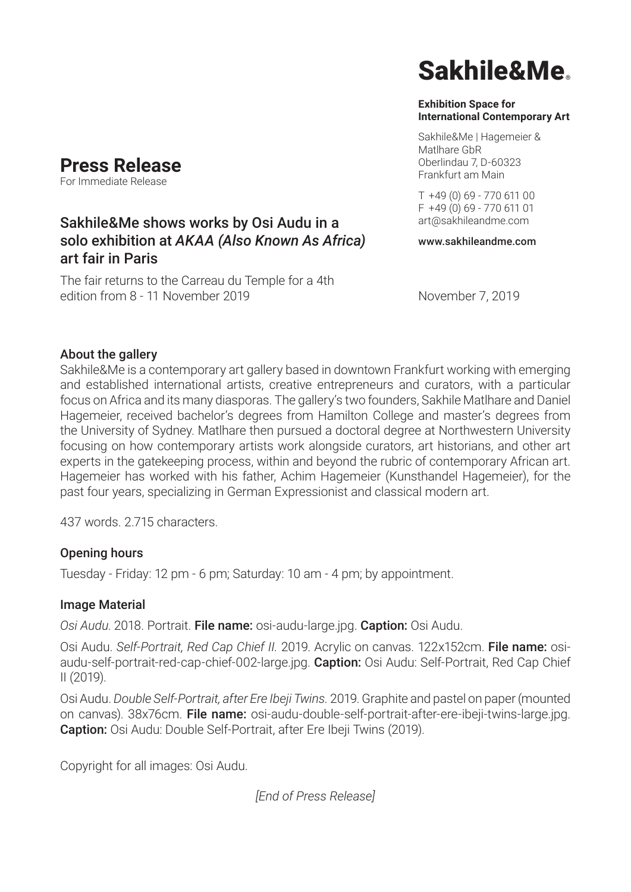# Sakhile&Me®

**Exhibition Space for International Contemporary Art**

Sakhile&Me | Hagemeier & Matlhare GbR
Oberlindau 7, D-60323
Frankfurt am Main

T +49 (0) 69 - 770 611 00
F +49 (0) 69 - 770 611 01
art@sakhileandme.com

www.sakhileandme.com

## Press Release

For Immediate Release

### Sakhile&Me shows works by Osi Audu in a solo exhibition at *AKAA (Also Known As Africa)* art fair in Paris

The fair returns to the Carreau du Temple for a 4th edition from 8 - 11 November 2019

November 7, 2019

#### About the gallery

Sakhile&Me is a contemporary art gallery based in downtown Frankfurt working with emerging and established international artists, creative entrepreneurs and curators, with a particular focus on Africa and its many diasporas. The gallery's two founders, Sakhile Matlhare and Daniel Hagemeier, received bachelor's degrees from Hamilton College and master's degrees from the University of Sydney. Matlhare then pursued a doctoral degree at Northwestern University focusing on how contemporary artists work alongside curators, art historians, and other art experts in the gatekeeping process, within and beyond the rubric of contemporary African art. Hagemeier has worked with his father, Achim Hagemeier (Kunsthandel Hagemeier), for the past four years, specializing in German Expressionist and classical modern art.

437 words. 2.715 characters.

#### Opening hours

Tuesday - Friday: 12 pm - 6 pm; Saturday: 10 am - 4 pm; by appointment.

#### Image Material

*Osi Audu.* 2018. Portrait. **File name:** osi-audu-large.jpg. **Caption:** Osi Audu.

Osi Audu. *Self-Portrait, Red Cap Chief II.* 2019. Acrylic on canvas. 122x152cm. **File name:** osi-audu-self-portrait-red-cap-chief-002-large.jpg. **Caption:** Osi Audu: Self-Portrait, Red Cap Chief II (2019).

Osi Audu. *Double Self-Portrait, after Ere Ibeji Twins.* 2019. Graphite and pastel on paper (mounted on canvas). 38x76cm. **File name:** osi-audu-double-self-portrait-after-ere-ibeji-twins-large.jpg. **Caption:** Osi Audu: Double Self-Portrait, after Ere Ibeji Twins (2019).

Copyright for all images: Osi Audu.

*[End of Press Release]*